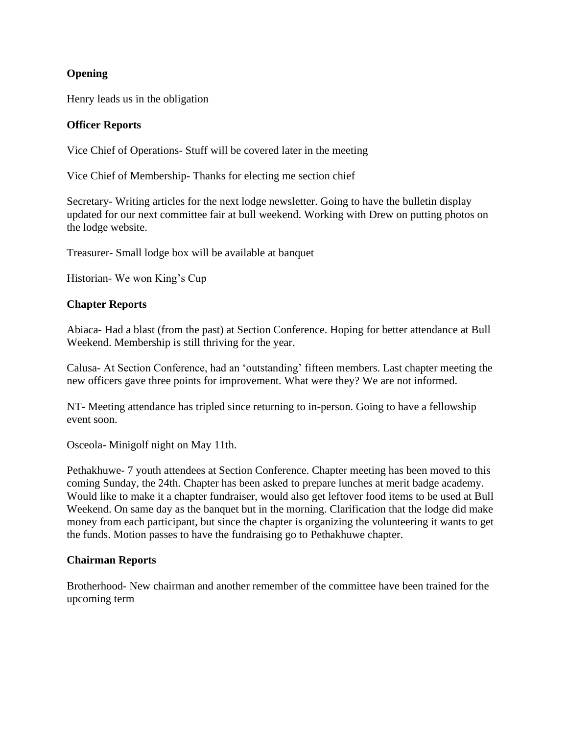**Opening**

Henry leads us in the obligation

**Officer Reports**

Vice Chief of Operations- Stuff will be covered later in the meeting

Vice Chief of Membership- Thanks for electing me section chief

Secretary- Writing articles for the next lodge newsletter. Going to have the bulletin display updated for our next committee fair at bull weekend. Working with Drew on putting photos on the lodge website.

Treasurer- Small lodge box will be available at banquet

Historian- We won King's Cup

**Chapter Reports**

Abiaca- Had a blast (from the past) at Section Conference. Hoping for better attendance at Bull Weekend. Membership is still thriving for the year.

Calusa- At Section Conference, had an 'outstanding' fifteen members. Last chapter meeting the new officers gave three points for improvement. What were they? We are not informed.

NT- Meeting attendance has tripled since returning to in-person. Going to have a fellowship event soon.

Osceola- Minigolf night on May 11th.

Pethakhuwe- 7 youth attendees at Section Conference. Chapter meeting has been moved to this coming Sunday, the 24th. Chapter has been asked to prepare lunches at merit badge academy. Would like to make it a chapter fundraiser, would also get leftover food items to be used at Bull Weekend. On same day as the banquet but in the morning. Clarification that the lodge did make money from each participant, but since the chapter is organizing the volunteering it wants to get the funds. Motion passes to have the fundraising go to Pethakhuwe chapter.

**Chairman Reports**

Brotherhood- New chairman and another remember of the committee have been trained for the upcoming term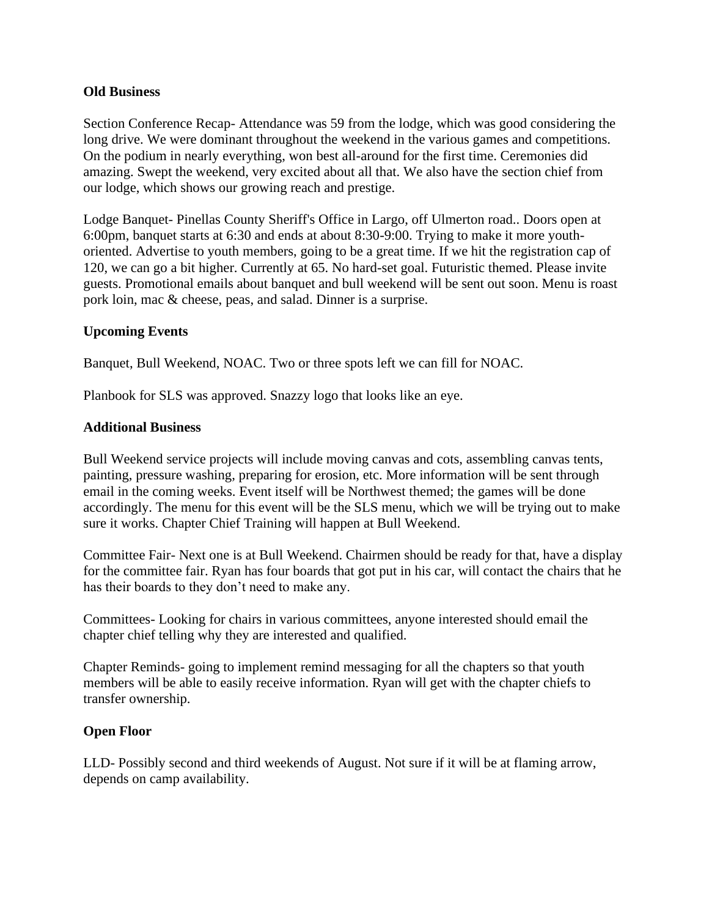**Old Business**

Section Conference Recap- Attendance was 59 from the lodge, which was good considering the long drive. We were dominant throughout the weekend in the various games and competitions. On the podium in nearly everything, won best all-around for the first time. Ceremonies did amazing. Swept the weekend, very excited about all that. We also have the section chief from our lodge, which shows our growing reach and prestige.

Lodge Banquet- Pinellas County Sheriff's Office in Largo, off Ulmerton road.. Doors open at 6:00pm, banquet starts at 6:30 and ends at about 8:30-9:00. Trying to make it more youth-oriented. Advertise to youth members, going to be a great time. If we hit the registration cap of 120, we can go a bit higher. Currently at 65. No hard-set goal. Futuristic themed. Please invite guests. Promotional emails about banquet and bull weekend will be sent out soon. Menu is roast pork loin, mac & cheese, peas, and salad. Dinner is a surprise.

**Upcoming Events**

Banquet, Bull Weekend, NOAC. Two or three spots left we can fill for NOAC.

Planbook for SLS was approved. Snazzy logo that looks like an eye.

**Additional Business**

Bull Weekend service projects will include moving canvas and cots, assembling canvas tents, painting, pressure washing, preparing for erosion, etc. More information will be sent through email in the coming weeks. Event itself will be Northwest themed; the games will be done accordingly. The menu for this event will be the SLS menu, which we will be trying out to make sure it works. Chapter Chief Training will happen at Bull Weekend.

Committee Fair- Next one is at Bull Weekend. Chairmen should be ready for that, have a display for the committee fair. Ryan has four boards that got put in his car, will contact the chairs that he has their boards to they don't need to make any.

Committees- Looking for chairs in various committees, anyone interested should email the chapter chief telling why they are interested and qualified.

Chapter Reminds- going to implement remind messaging for all the chapters so that youth members will be able to easily receive information. Ryan will get with the chapter chiefs to transfer ownership.

**Open Floor**

LLD- Possibly second and third weekends of August. Not sure if it will be at flaming arrow, depends on camp availability.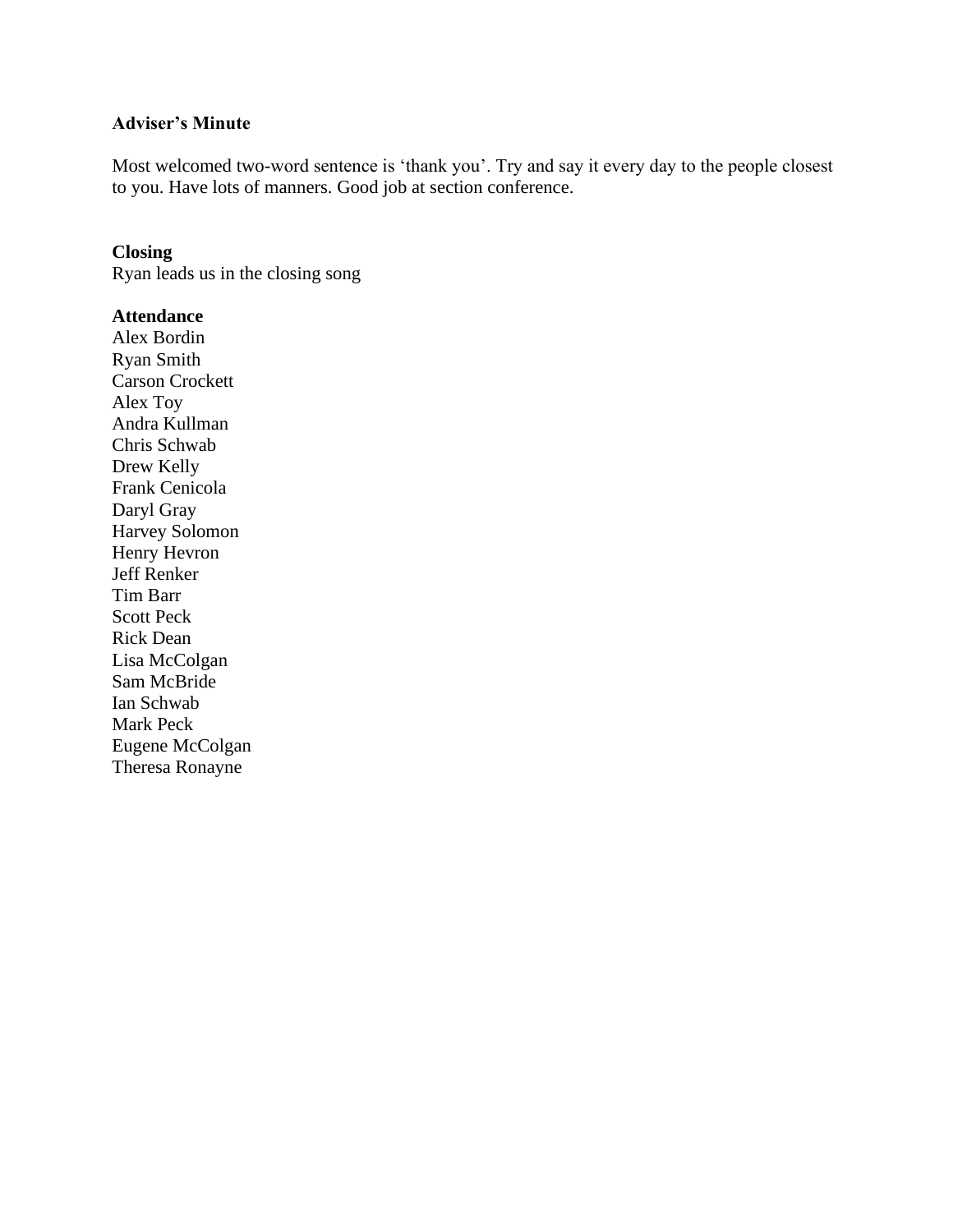**Adviser's Minute**

Most welcomed two-word sentence is 'thank you'. Try and say it every day to the people closest to you. Have lots of manners. Good job at section conference.

**Closing**

Ryan leads us in the closing song

**Attendance**

Alex Bordin
Ryan Smith
Carson Crockett
Alex Toy
Andra Kullman
Chris Schwab
Drew Kelly
Frank Cenicola
Daryl Gray
Harvey Solomon
Henry Hevron
Jeff Renker
Tim Barr
Scott Peck
Rick Dean
Lisa McColgan
Sam McBride
Ian Schwab
Mark Peck
Eugene McColgan
Theresa Ronayne